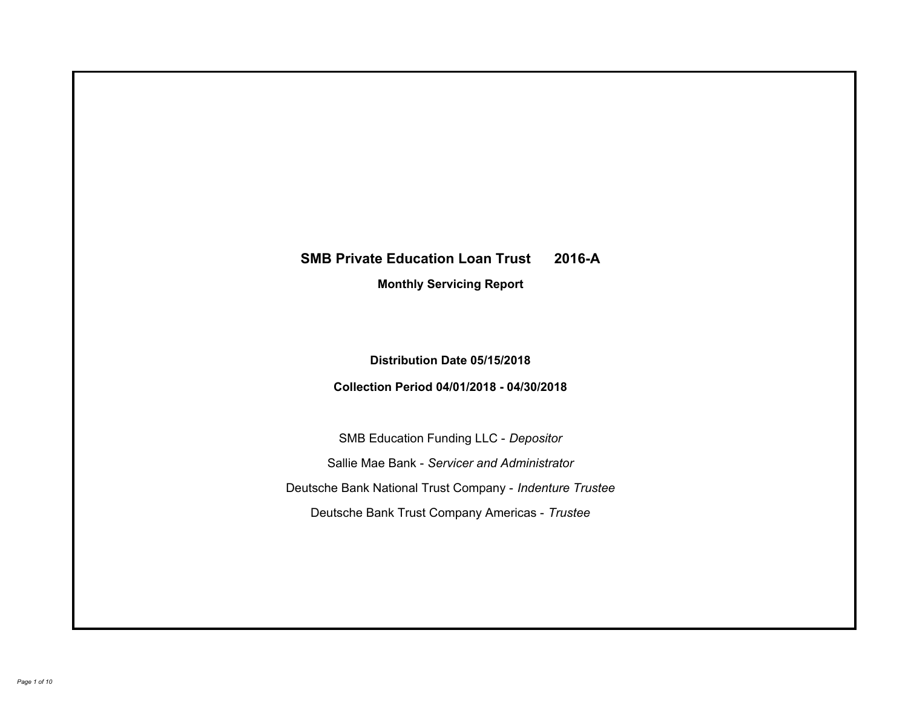# SMB Private Education Loan Trust 2016-A

## Monthly Servicing Report

**Distribution Date 05/15/2018**

**Collection Period 04/01/2018 - 04/30/2018**

SMB Education Funding LLC - *Depositor*

Sallie Mae Bank - *Servicer and Administrator*

Deutsche Bank National Trust Company - *Indenture Trustee*

Deutsche Bank Trust Company Americas - *Trustee*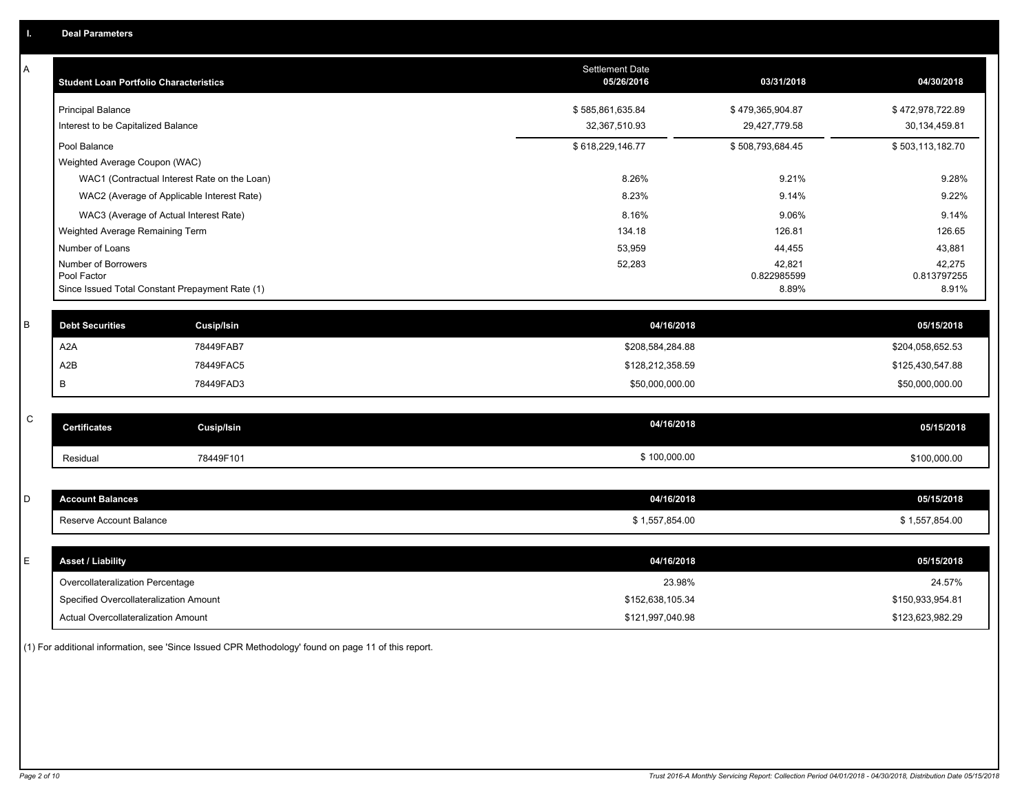## I. Deal Parameters

### A

| Student Loan Portfolio Characteristics | Settlement Date 05/26/2016 | 03/31/2018 | 04/30/2018 |
|---|---|---|---|
| Principal Balance | $ 585,861,635.84 | $ 479,365,904.87 | $ 472,978,722.89 |
| Interest to be Capitalized Balance | 32,367,510.93 | 29,427,779.58 | 30,134,459.81 |
| Pool Balance | $ 618,229,146.77 | $ 508,793,684.45 | $ 503,113,182.70 |
| Weighted Average Coupon (WAC) | | | |
| WAC1 (Contractual Interest Rate on the Loan) | 8.26% | 9.21% | 9.28% |
| WAC2 (Average of Applicable Interest Rate) | 8.23% | 9.14% | 9.22% |
| WAC3 (Average of Actual Interest Rate) | 8.16% | 9.06% | 9.14% |
| Weighted Average Remaining Term | 134.18 | 126.81 | 126.65 |
| Number of Loans | 53,959 | 44,455 | 43,881 |
| Number of Borrowers | 52,283 | 42,821 | 42,275 |
| Pool Factor | | 0.822985599 | 0.813797255 |
| Since Issued Total Constant Prepayment Rate (1) | | 8.89% | 8.91% |

### B

| Debt Securities | Cusip/Isin | 04/16/2018 | 05/15/2018 |
|---|---|---|---|
| A2A | 78449FAB7 | $208,584,284.88 | $204,058,652.53 |
| A2B | 78449FAC5 | $128,212,358.59 | $125,430,547.88 |
| B | 78449FAD3 | $50,000,000.00 | $50,000,000.00 |

### C

| Certificates | Cusip/Isin | 04/16/2018 | 05/15/2018 |
|---|---|---|---|
| Residual | 78449F101 | $ 100,000.00 | $100,000.00 |

### D

| Account Balances | 04/16/2018 | 05/15/2018 |
|---|---|---|
| Reserve Account Balance | $ 1,557,854.00 | $ 1,557,854.00 |

### E

| Asset / Liability | 04/16/2018 | 05/15/2018 |
|---|---|---|
| Overcollateralization Percentage | 23.98% | 24.57% |
| Specified Overcollateralization Amount | $152,638,105.34 | $150,933,954.81 |
| Actual Overcollateralization Amount | $121,997,040.98 | $123,623,982.29 |

(1) For additional information, see 'Since Issued CPR Methodology' found on page 11 of this report.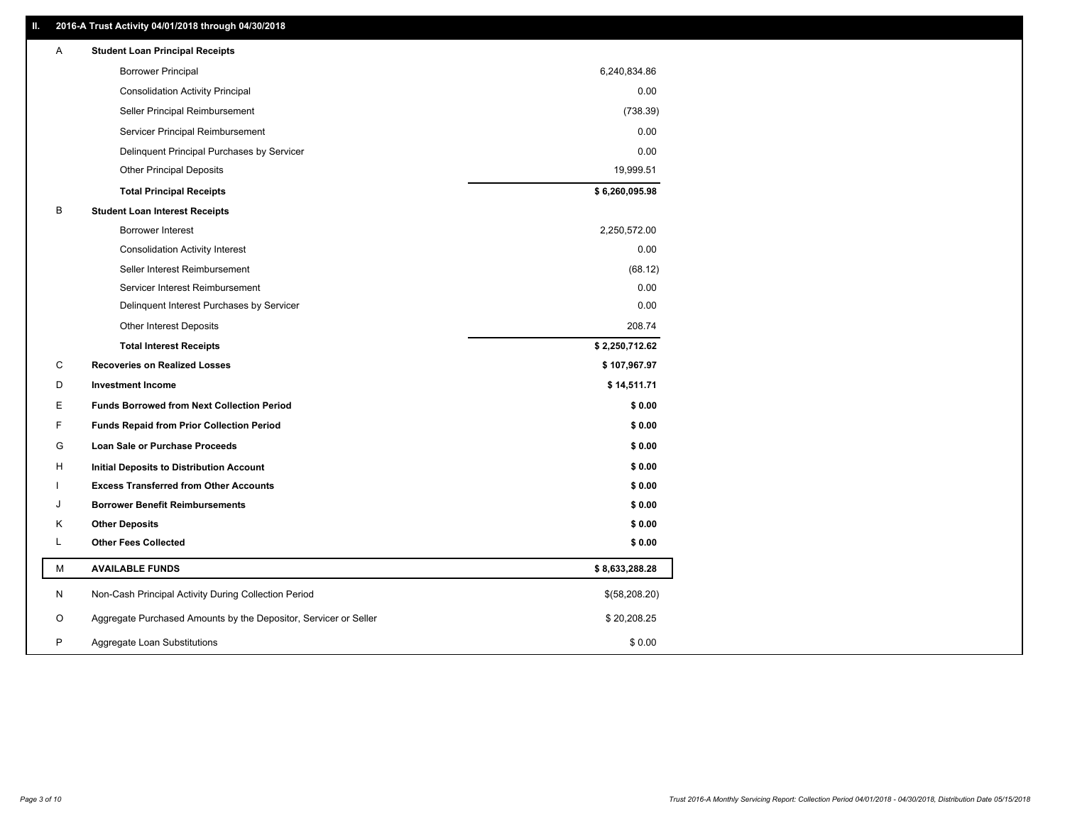## II. 2016-A Trust Activity 04/01/2018 through 04/30/2018

| | | |
|---|---|---|
| A | **Student Loan Principal Receipts** | |
| | Borrower Principal | 6,240,834.86 |
| | Consolidation Activity Principal | 0.00 |
| | Seller Principal Reimbursement | (738.39) |
| | Servicer Principal Reimbursement | 0.00 |
| | Delinquent Principal Purchases by Servicer | 0.00 |
| | Other Principal Deposits | 19,999.51 |
| | **Total Principal Receipts** | **$ 6,260,095.98** |
| B | **Student Loan Interest Receipts** | |
| | Borrower Interest | 2,250,572.00 |
| | Consolidation Activity Interest | 0.00 |
| | Seller Interest Reimbursement | (68.12) |
| | Servicer Interest Reimbursement | 0.00 |
| | Delinquent Interest Purchases by Servicer | 0.00 |
| | Other Interest Deposits | 208.74 |
| | **Total Interest Receipts** | **$ 2,250,712.62** |
| C | **Recoveries on Realized Losses** | **$ 107,967.97** |
| D | **Investment Income** | **$ 14,511.71** |
| E | **Funds Borrowed from Next Collection Period** | **$ 0.00** |
| F | **Funds Repaid from Prior Collection Period** | **$ 0.00** |
| G | **Loan Sale or Purchase Proceeds** | **$ 0.00** |
| H | **Initial Deposits to Distribution Account** | **$ 0.00** |
| I | **Excess Transferred from Other Accounts** | **$ 0.00** |
| J | **Borrower Benefit Reimbursements** | **$ 0.00** |
| K | **Other Deposits** | **$ 0.00** |
| L | **Other Fees Collected** | **$ 0.00** |
| M | **AVAILABLE FUNDS** | **$ 8,633,288.28** |
| N | Non-Cash Principal Activity During Collection Period | $(58,208.20) |
| O | Aggregate Purchased Amounts by the Depositor, Servicer or Seller | $ 20,208.25 |
| P | Aggregate Loan Substitutions | $ 0.00 |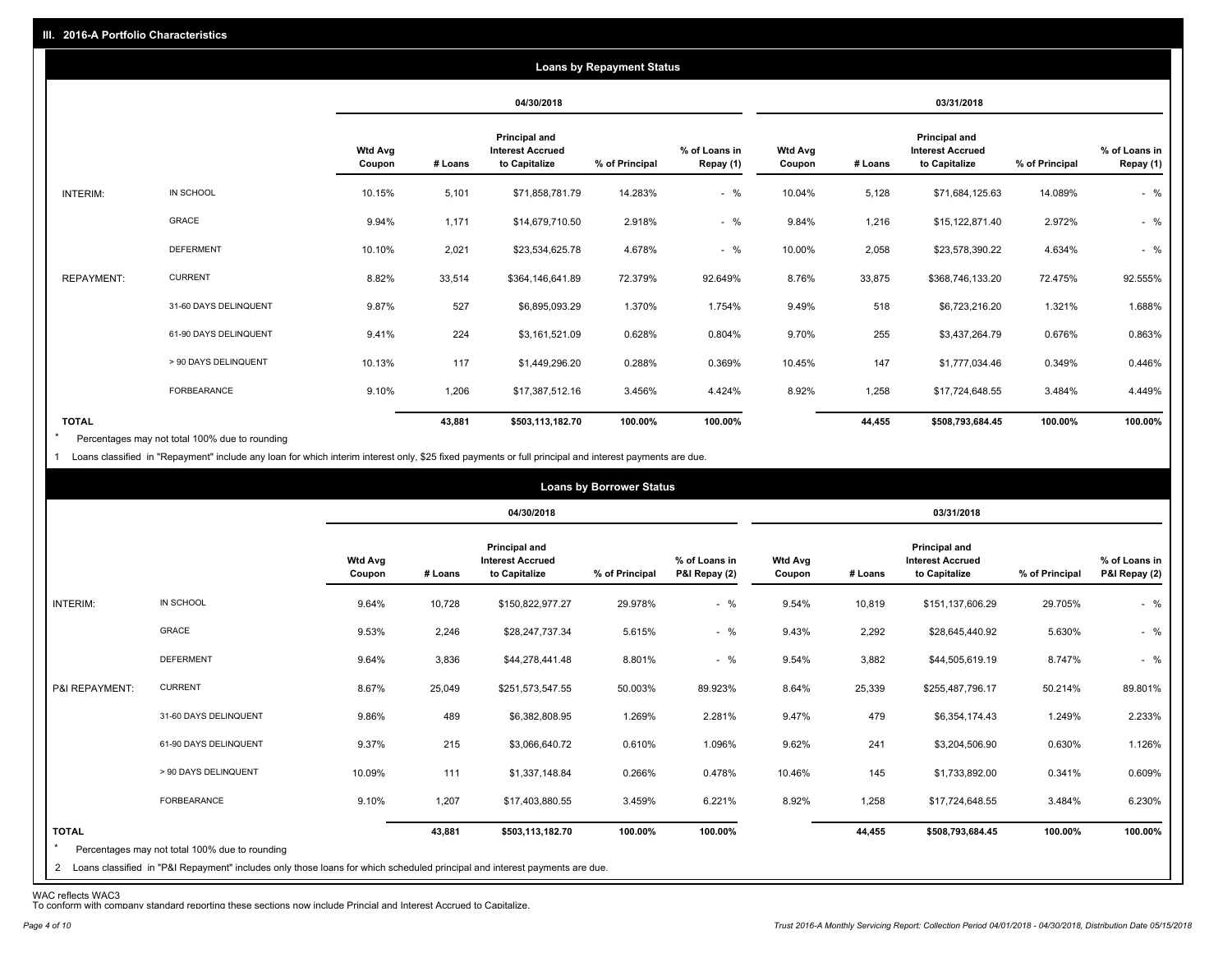## III. 2016-A Portfolio Characteristics

### Loans by Repayment Status

| | | 04/30/2018 | | | | | 03/31/2018 | | | | |
|---|---|---|---|---|---|---|---|---|---|---|---|
| | | Wtd Avg Coupon | # Loans | Principal and Interest Accrued to Capitalize | % of Principal | % of Loans in Repay (1) | Wtd Avg Coupon | # Loans | Principal and Interest Accrued to Capitalize | % of Principal | % of Loans in Repay (1) |
| INTERIM: | IN SCHOOL | 10.15% | 5,101 | $71,858,781.79 | 14.283% | - % | 10.04% | 5,128 | $71,684,125.63 | 14.089% | - % |
| | GRACE | 9.94% | 1,171 | $14,679,710.50 | 2.918% | - % | 9.84% | 1,216 | $15,122,871.40 | 2.972% | - % |
| | DEFERMENT | 10.10% | 2,021 | $23,534,625.78 | 4.678% | - % | 10.00% | 2,058 | $23,578,390.22 | 4.634% | - % |
| REPAYMENT: | CURRENT | 8.82% | 33,514 | $364,146,641.89 | 72.379% | 92.649% | 8.76% | 33,875 | $368,746,133.20 | 72.475% | 92.555% |
| | 31-60 DAYS DELINQUENT | 9.87% | 527 | $6,895,093.29 | 1.370% | 1.754% | 9.49% | 518 | $6,723,216.20 | 1.321% | 1.688% |
| | 61-90 DAYS DELINQUENT | 9.41% | 224 | $3,161,521.09 | 0.628% | 0.804% | 9.70% | 255 | $3,437,264.79 | 0.676% | 0.863% |
| | > 90 DAYS DELINQUENT | 10.13% | 117 | $1,449,296.20 | 0.288% | 0.369% | 10.45% | 147 | $1,777,034.46 | 0.349% | 0.446% |
| | FORBEARANCE | 9.10% | 1,206 | $17,387,512.16 | 3.456% | 4.424% | 8.92% | 1,258 | $17,724,648.55 | 3.484% | 4.449% |
| **TOTAL** | | | **43,881** | **$503,113,182.70** | **100.00%** | **100.00%** | | **44,455** | **$508,793,684.45** | **100.00%** | **100.00%** |

\* Percentages may not total 100% due to rounding

1 Loans classified in "Repayment" include any loan for which interim interest only, $25 fixed payments or full principal and interest payments are due.

### Loans by Borrower Status

| | | 04/30/2018 | | | | | 03/31/2018 | | | | |
|---|---|---|---|---|---|---|---|---|---|---|---|
| | | Wtd Avg Coupon | # Loans | Principal and Interest Accrued to Capitalize | % of Principal | % of Loans in P&I Repay (2) | Wtd Avg Coupon | # Loans | Principal and Interest Accrued to Capitalize | % of Principal | % of Loans in P&I Repay (2) |
| INTERIM: | IN SCHOOL | 9.64% | 10,728 | $150,822,977.27 | 29.978% | - % | 9.54% | 10,819 | $151,137,606.29 | 29.705% | - % |
| | GRACE | 9.53% | 2,246 | $28,247,737.34 | 5.615% | - % | 9.43% | 2,292 | $28,645,440.92 | 5.630% | - % |
| | DEFERMENT | 9.64% | 3,836 | $44,278,441.48 | 8.801% | - % | 9.54% | 3,882 | $44,505,619.19 | 8.747% | - % |
| P&I REPAYMENT: | CURRENT | 8.67% | 25,049 | $251,573,547.55 | 50.003% | 89.923% | 8.64% | 25,339 | $255,487,796.17 | 50.214% | 89.801% |
| | 31-60 DAYS DELINQUENT | 9.86% | 489 | $6,382,808.95 | 1.269% | 2.281% | 9.47% | 479 | $6,354,174.43 | 1.249% | 2.233% |
| | 61-90 DAYS DELINQUENT | 9.37% | 215 | $3,066,640.72 | 0.610% | 1.096% | 9.62% | 241 | $3,204,506.90 | 0.630% | 1.126% |
| | > 90 DAYS DELINQUENT | 10.09% | 111 | $1,337,148.84 | 0.266% | 0.478% | 10.46% | 145 | $1,733,892.00 | 0.341% | 0.609% |
| | FORBEARANCE | 9.10% | 1,207 | $17,403,880.55 | 3.459% | 6.221% | 8.92% | 1,258 | $17,724,648.55 | 3.484% | 6.230% |
| **TOTAL** | | | **43,881** | **$503,113,182.70** | **100.00%** | **100.00%** | | **44,455** | **$508,793,684.45** | **100.00%** | **100.00%** |

\* Percentages may not total 100% due to rounding

2 Loans classified in "P&I Repayment" includes only those loans for which scheduled principal and interest payments are due.

WAC reflects WAC3

To conform with company standard reporting these sections now include Princial and Interest Accrued to Capitalize.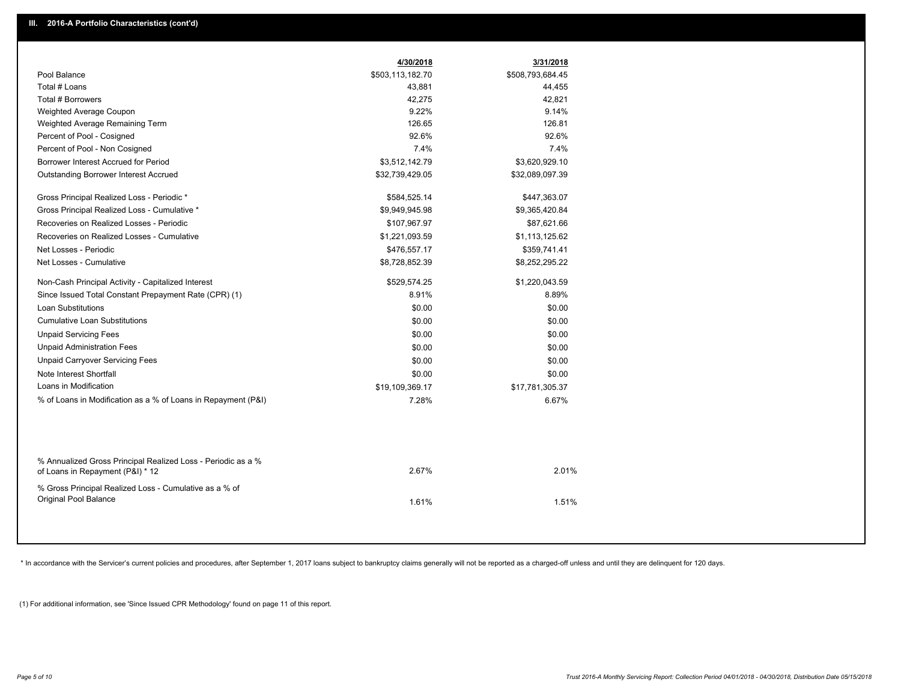## III. 2016-A Portfolio Characteristics (cont'd)

| | 4/30/2018 | 3/31/2018 |
|---|---|---|
| Pool Balance | $503,113,182.70 | $508,793,684.45 |
| Total # Loans | 43,881 | 44,455 |
| Total # Borrowers | 42,275 | 42,821 |
| Weighted Average Coupon | 9.22% | 9.14% |
| Weighted Average Remaining Term | 126.65 | 126.81 |
| Percent of Pool - Cosigned | 92.6% | 92.6% |
| Percent of Pool - Non Cosigned | 7.4% | 7.4% |
| Borrower Interest Accrued for Period | $3,512,142.79 | $3,620,929.10 |
| Outstanding Borrower Interest Accrued | $32,739,429.05 | $32,089,097.39 |
| Gross Principal Realized Loss - Periodic * | $584,525.14 | $447,363.07 |
| Gross Principal Realized Loss - Cumulative * | $9,949,945.98 | $9,365,420.84 |
| Recoveries on Realized Losses - Periodic | $107,967.97 | $87,621.66 |
| Recoveries on Realized Losses - Cumulative | $1,221,093.59 | $1,113,125.62 |
| Net Losses - Periodic | $476,557.17 | $359,741.41 |
| Net Losses - Cumulative | $8,728,852.39 | $8,252,295.22 |
| Non-Cash Principal Activity - Capitalized Interest | $529,574.25 | $1,220,043.59 |
| Since Issued Total Constant Prepayment Rate (CPR) (1) | 8.91% | 8.89% |
| Loan Substitutions | $0.00 | $0.00 |
| Cumulative Loan Substitutions | $0.00 | $0.00 |
| Unpaid Servicing Fees | $0.00 | $0.00 |
| Unpaid Administration Fees | $0.00 | $0.00 |
| Unpaid Carryover Servicing Fees | $0.00 | $0.00 |
| Note Interest Shortfall | $0.00 | $0.00 |
| Loans in Modification | $19,109,369.17 | $17,781,305.37 |
| % of Loans in Modification as a % of Loans in Repayment (P&I) | 7.28% | 6.67% |
| % Annualized Gross Principal Realized Loss - Periodic as a % of Loans in Repayment (P&I) * 12 | 2.67% | 2.01% |
| % Gross Principal Realized Loss - Cumulative as a % of Original Pool Balance | 1.61% | 1.51% |

* In accordance with the Servicer's current policies and procedures, after September 1, 2017 loans subject to bankruptcy claims generally will not be reported as a charged-off unless and until they are delinquent for 120 days.

(1) For additional information, see 'Since Issued CPR Methodology' found on page 11 of this report.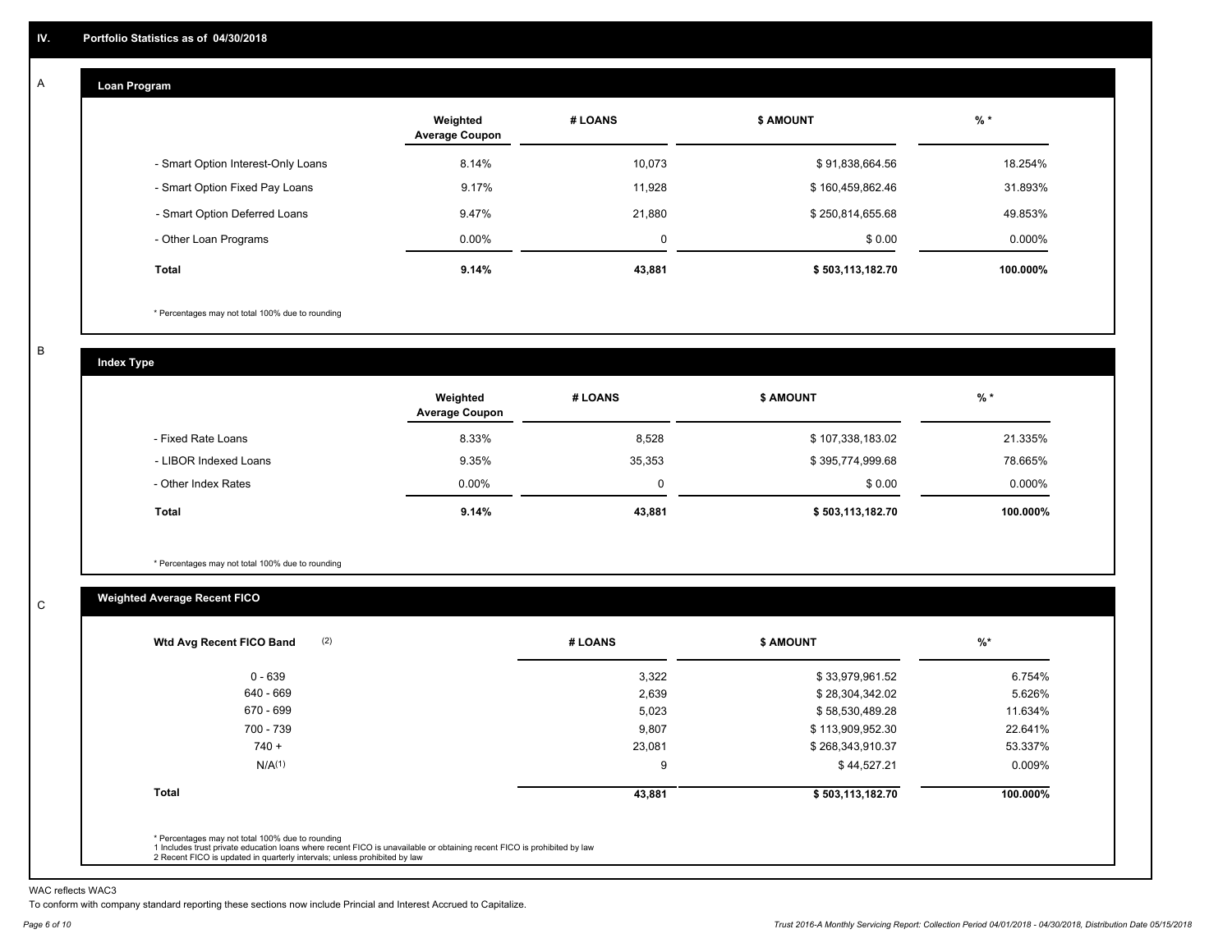## IV. Portfolio Statistics as of 04/30/2018

### A Loan Program

| | Weighted Average Coupon | # LOANS | $ AMOUNT | % * |
|---|---|---|---|---|
| - Smart Option Interest-Only Loans | 8.14% | 10,073 | $ 91,838,664.56 | 18.254% |
| - Smart Option Fixed Pay Loans | 9.17% | 11,928 | $ 160,459,862.46 | 31.893% |
| - Smart Option Deferred Loans | 9.47% | 21,880 | $ 250,814,655.68 | 49.853% |
| - Other Loan Programs | 0.00% | 0 | $ 0.00 | 0.000% |
| **Total** | **9.14%** | **43,881** | **$ 503,113,182.70** | **100.000%** |

* Percentages may not total 100% due to rounding

### B Index Type

| | Weighted Average Coupon | # LOANS | $ AMOUNT | % * |
|---|---|---|---|---|
| - Fixed Rate Loans | 8.33% | 8,528 | $ 107,338,183.02 | 21.335% |
| - LIBOR Indexed Loans | 9.35% | 35,353 | $ 395,774,999.68 | 78.665% |
| - Other Index Rates | 0.00% | 0 | $ 0.00 | 0.000% |
| **Total** | **9.14%** | **43,881** | **$ 503,113,182.70** | **100.000%** |

* Percentages may not total 100% due to rounding

### C Weighted Average Recent FICO

| Wtd Avg Recent FICO Band (2) | # LOANS | $ AMOUNT | %* |
|---|---|---|---|
| 0 - 639 | 3,322 | $ 33,979,961.52 | 6.754% |
| 640 - 669 | 2,639 | $ 28,304,342.02 | 5.626% |
| 670 - 699 | 5,023 | $ 58,530,489.28 | 11.634% |
| 700 - 739 | 9,807 | $ 113,909,952.30 | 22.641% |
| 740 + | 23,081 | $ 268,343,910.37 | 53.337% |
| N/A(1) | 9 | $ 44,527.21 | 0.009% |
| **Total** | **43,881** | **$ 503,113,182.70** | **100.000%** |

* Percentages may not total 100% due to rounding
1 Includes trust private education loans where recent FICO is unavailable or obtaining recent FICO is prohibited by law
2 Recent FICO is updated in quarterly intervals; unless prohibited by law

WAC reflects WAC3

To conform with company standard reporting these sections now include Princial and Interest Accrued to Capitalize.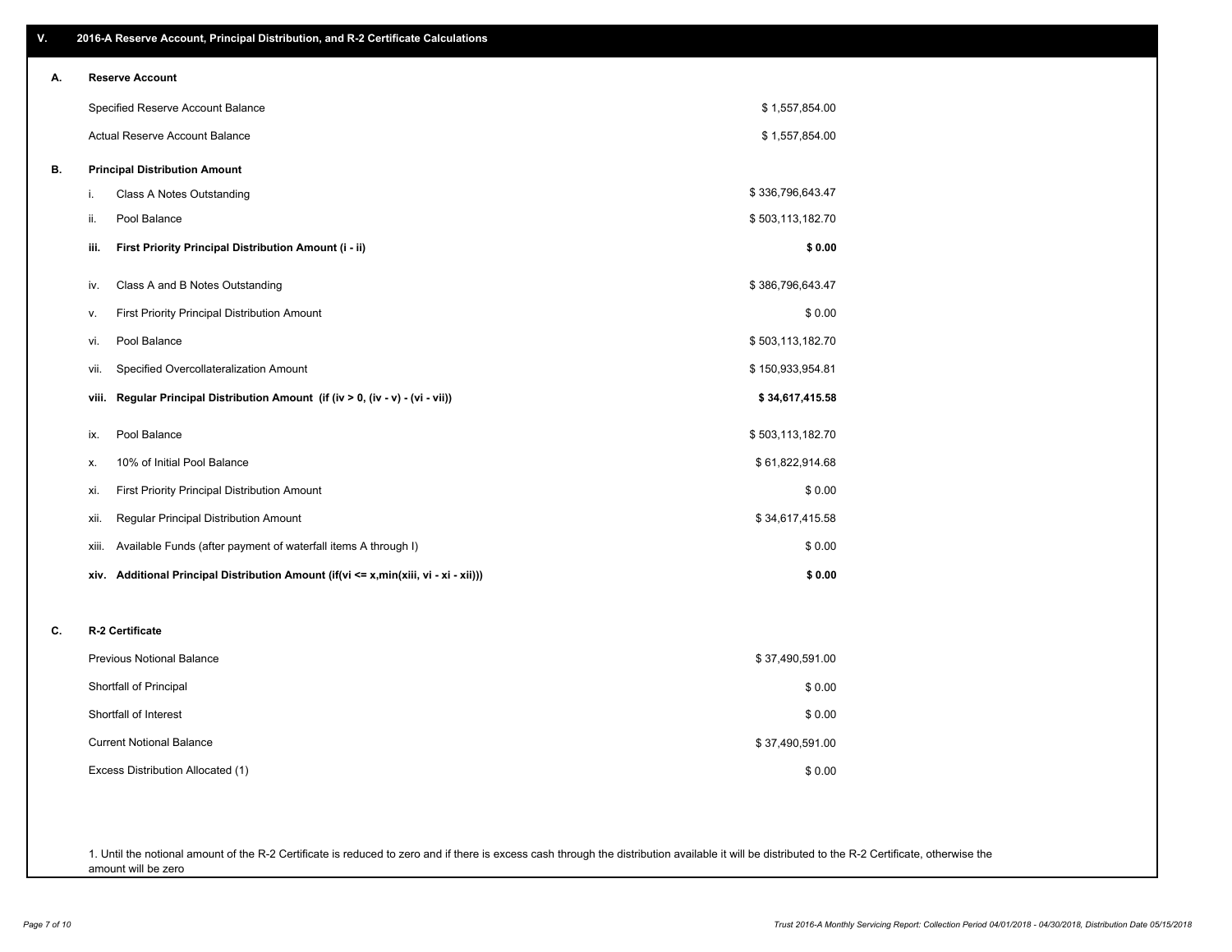## V. 2016-A Reserve Account, Principal Distribution, and R-2 Certificate Calculations

### A. Reserve Account

| | |
|---|---|
| Specified Reserve Account Balance | $ 1,557,854.00 |
| Actual Reserve Account Balance | $ 1,557,854.00 |

### B. Principal Distribution Amount

| | | |
|---|---|---|
| i. | Class A Notes Outstanding | $ 336,796,643.47 |
| ii. | Pool Balance | $ 503,113,182.70 |
| **iii.** | **First Priority Principal Distribution Amount (i - ii)** | **$ 0.00** |
| iv. | Class A and B Notes Outstanding | $ 386,796,643.47 |
| v. | First Priority Principal Distribution Amount | $ 0.00 |
| vi. | Pool Balance | $ 503,113,182.70 |
| vii. | Specified Overcollateralization Amount | $ 150,933,954.81 |
| **viii.** | **Regular Principal Distribution Amount (if (iv > 0, (iv - v) - (vi - vii))** | **$ 34,617,415.58** |
| ix. | Pool Balance | $ 503,113,182.70 |
| x. | 10% of Initial Pool Balance | $ 61,822,914.68 |
| xi. | First Priority Principal Distribution Amount | $ 0.00 |
| xii. | Regular Principal Distribution Amount | $ 34,617,415.58 |
| xiii. | Available Funds (after payment of waterfall items A through I) | $ 0.00 |
| **xiv.** | **Additional Principal Distribution Amount (if(vi <= x,min(xiii, vi - xi - xii)))** | **$ 0.00** |

### C. R-2 Certificate

| | |
|---|---|
| Previous Notional Balance | $ 37,490,591.00 |
| Shortfall of Principal | $ 0.00 |
| Shortfall of Interest | $ 0.00 |
| Current Notional Balance | $ 37,490,591.00 |
| Excess Distribution Allocated (1) | $ 0.00 |

1. Until the notional amount of the R-2 Certificate is reduced to zero and if there is excess cash through the distribution available it will be distributed to the R-2 Certificate, otherwise the amount will be zero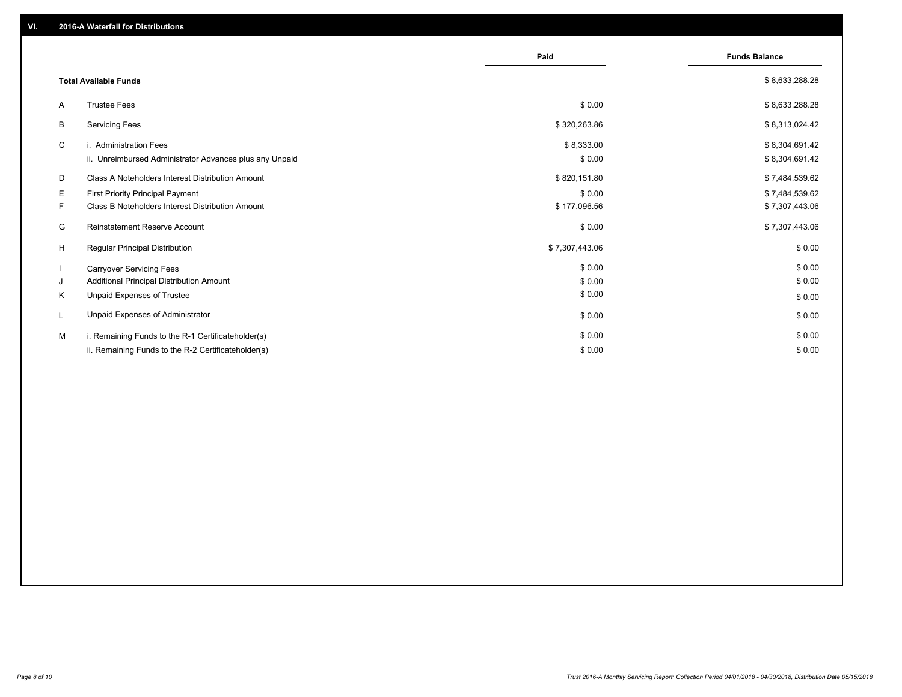## VI. 2016-A Waterfall for Distributions

| | | Paid | Funds Balance |
|---|---|---|---|
| | **Total Available Funds** | | $ 8,633,288.28 |
| A | Trustee Fees | $ 0.00 | $ 8,633,288.28 |
| B | Servicing Fees | $ 320,263.86 | $ 8,313,024.42 |
| C | i. Administration Fees | $ 8,333.00 | $ 8,304,691.42 |
| | ii. Unreimbursed Administrator Advances plus any Unpaid | $ 0.00 | $ 8,304,691.42 |
| D | Class A Noteholders Interest Distribution Amount | $ 820,151.80 | $ 7,484,539.62 |
| E | First Priority Principal Payment | $ 0.00 | $ 7,484,539.62 |
| F | Class B Noteholders Interest Distribution Amount | $ 177,096.56 | $ 7,307,443.06 |
| G | Reinstatement Reserve Account | $ 0.00 | $ 7,307,443.06 |
| H | Regular Principal Distribution | $ 7,307,443.06 | $ 0.00 |
| I | Carryover Servicing Fees | $ 0.00 | $ 0.00 |
| J | Additional Principal Distribution Amount | $ 0.00 | $ 0.00 |
| K | Unpaid Expenses of Trustee | $ 0.00 | $ 0.00 |
| L | Unpaid Expenses of Administrator | $ 0.00 | $ 0.00 |
| M | i. Remaining Funds to the R-1 Certificateholder(s) | $ 0.00 | $ 0.00 |
| | ii. Remaining Funds to the R-2 Certificateholder(s) | $ 0.00 | $ 0.00 |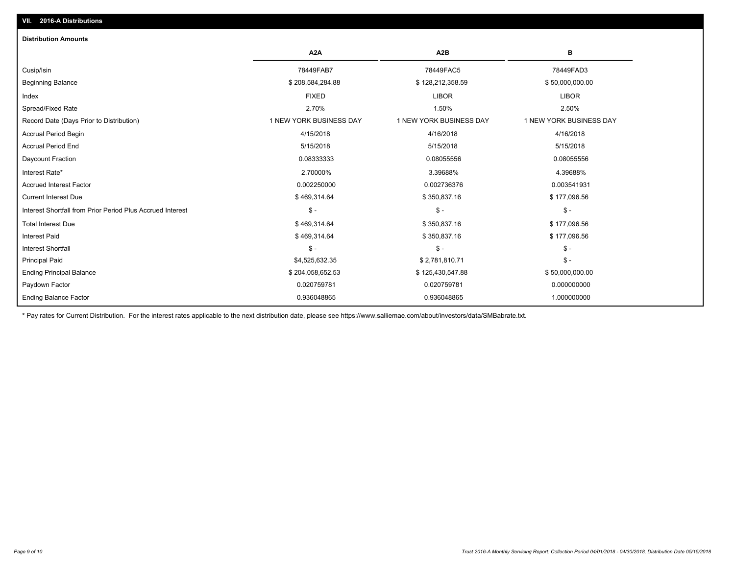## VII. 2016-A Distributions

### Distribution Amounts

| | A2A | A2B | B |
|---|---|---|---|
| Cusip/Isin | 78449FAB7 | 78449FAC5 | 78449FAD3 |
| Beginning Balance | $ 208,584,284.88 | $ 128,212,358.59 | $ 50,000,000.00 |
| Index | FIXED | LIBOR | LIBOR |
| Spread/Fixed Rate | 2.70% | 1.50% | 2.50% |
| Record Date (Days Prior to Distribution) | 1 NEW YORK BUSINESS DAY | 1 NEW YORK BUSINESS DAY | 1 NEW YORK BUSINESS DAY |
| Accrual Period Begin | 4/15/2018 | 4/16/2018 | 4/16/2018 |
| Accrual Period End | 5/15/2018 | 5/15/2018 | 5/15/2018 |
| Daycount Fraction | 0.08333333 | 0.08055556 | 0.08055556 |
| Interest Rate* | 2.70000% | 3.39688% | 4.39688% |
| Accrued Interest Factor | 0.002250000 | 0.002736376 | 0.003541931 |
| Current Interest Due | $ 469,314.64 | $ 350,837.16 | $ 177,096.56 |
| Interest Shortfall from Prior Period Plus Accrued Interest | $ - | $ - | $ - |
| Total Interest Due | $ 469,314.64 | $ 350,837.16 | $ 177,096.56 |
| Interest Paid | $ 469,314.64 | $ 350,837.16 | $ 177,096.56 |
| Interest Shortfall | $ - | $ - | $ - |
| Principal Paid | $4,525,632.35 | $ 2,781,810.71 | $ - |
| Ending Principal Balance | $ 204,058,652.53 | $ 125,430,547.88 | $ 50,000,000.00 |
| Paydown Factor | 0.020759781 | 0.020759781 | 0.000000000 |
| Ending Balance Factor | 0.936048865 | 0.936048865 | 1.000000000 |

* Pay rates for Current Distribution. For the interest rates applicable to the next distribution date, please see https://www.salliemae.com/about/investors/data/SMBabrate.txt.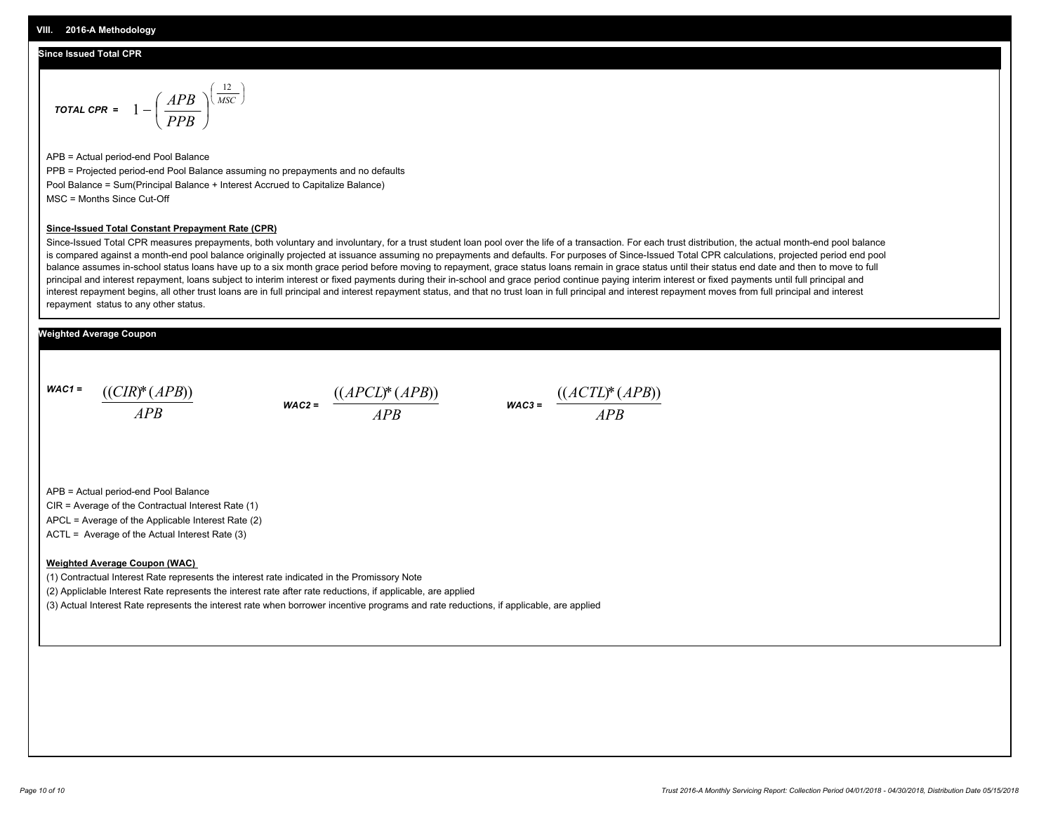## VIII. 2016-A Methodology

### Since Issued Total CPR

$$\textit{TOTAL CPR} = 1 - \left(\frac{APB}{PPB}\right)^{\left(\frac{12}{MSC}\right)}$$

APB = Actual period-end Pool Balance

PPB = Projected period-end Pool Balance assuming no prepayments and no defaults

Pool Balance = Sum(Principal Balance + Interest Accrued to Capitalize Balance)

MSC = Months Since Cut-Off

**Since-Issued Total Constant Prepayment Rate (CPR)**

Since-Issued Total CPR measures prepayments, both voluntary and involuntary, for a trust student loan pool over the life of a transaction. For each trust distribution, the actual month-end pool balance is compared against a month-end pool balance originally projected at issuance assuming no prepayments and defaults. For purposes of Since-Issued Total CPR calculations, projected period end pool balance assumes in-school status loans have up to a six month grace period before moving to repayment, grace status loans remain in grace status until their status end date and then to move to full principal and interest repayment, loans subject to interim interest or fixed payments during their in-school and grace period continue paying interim interest or fixed payments until full principal and interest repayment begins, all other trust loans are in full principal and interest repayment status, and that no trust loan in full principal and interest repayment moves from full principal and interest repayment status to any other status.

### Weighted Average Coupon

$$\textit{WAC1} = \frac{((CIR)*(APB))}{APB} \qquad \textit{WAC2} = \frac{((APCL)*(APB))}{APB} \qquad \textit{WAC3} = \frac{((ACTL)*(APB))}{APB}$$

APB = Actual period-end Pool Balance

CIR = Average of the Contractual Interest Rate (1)

APCL = Average of the Applicable Interest Rate (2)

ACTL = Average of the Actual Interest Rate (3)

**Weighted Average Coupon (WAC)**

(1) Contractual Interest Rate represents the interest rate indicated in the Promissory Note

(2) Appliclable Interest Rate represents the interest rate after rate reductions, if applicable, are applied

(3) Actual Interest Rate represents the interest rate when borrower incentive programs and rate reductions, if applicable, are applied